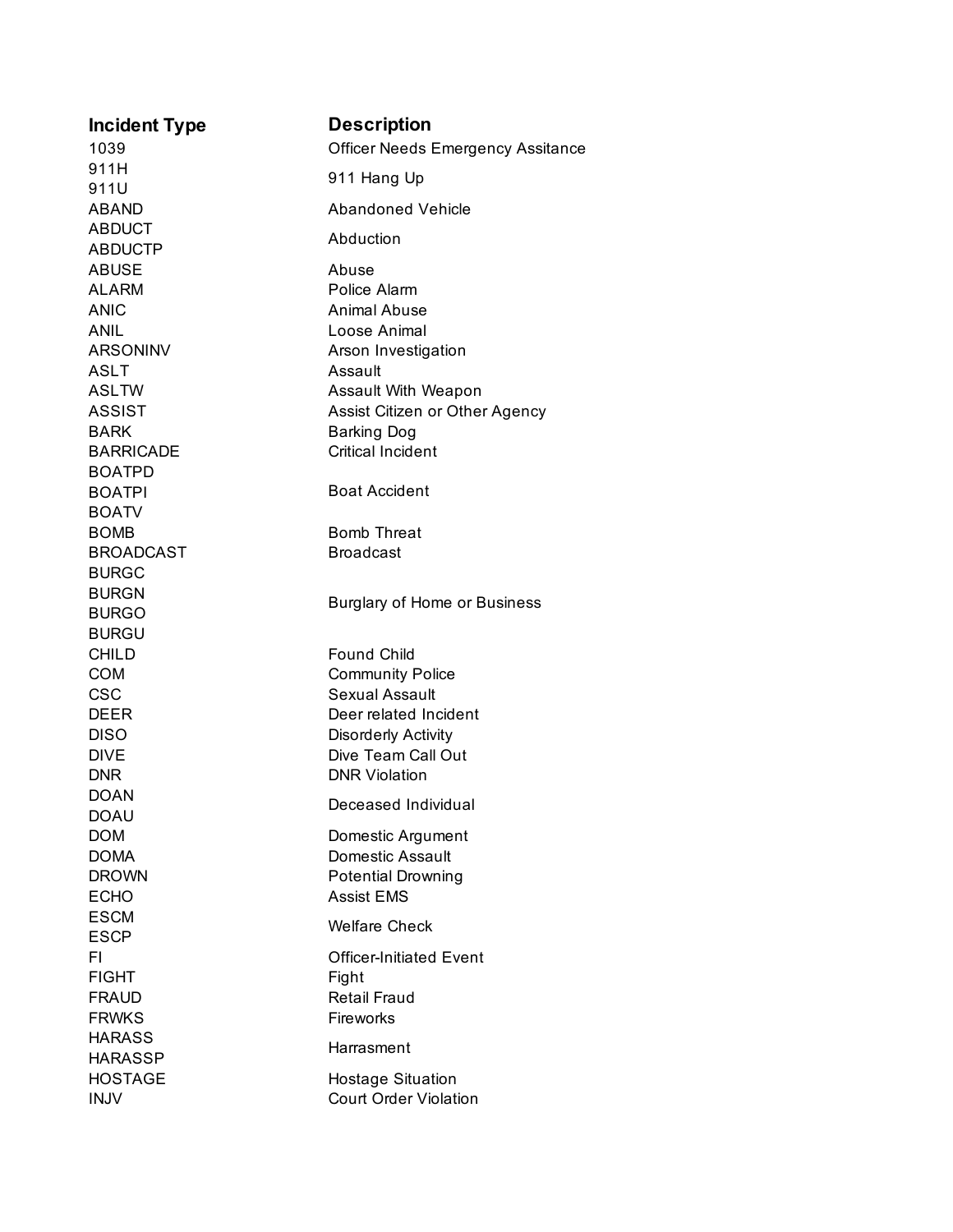| Incident Type | Description |
|---|---|
| 1039 | Officer Needs Emergency Assitance |
| 911H<br>911U | 911 Hang Up |
| ABAND | Abandoned Vehicle |
| ABDUCT<br>ABDUCTP | Abduction |
| ABUSE | Abuse |
| ALARM | Police Alarm |
| ANIC | Animal Abuse |
| ANIL | Loose Animal |
| ARSONINV | Arson Investigation |
| ASLT | Assault |
| ASLTW | Assault With Weapon |
| ASSIST | Assist Citizen or Other Agency |
| BARK | Barking Dog |
| BARRICADE | Critical Incident |
| BOATPD<br>BOATPI<br>BOATV | Boat Accident |
| BOMB | Bomb Threat |
| BROADCAST | Broadcast |
| BURGC<br>BURGN<br>BURGO<br>BURGU | Burglary of Home or Business |
| CHILD | Found Child |
| COM | Community Police |
| CSC | Sexual Assault |
| DEER | Deer related Incident |
| DISO | Disorderly Activity |
| DIVE | Dive Team Call Out |
| DNR | DNR Violation |
| DOAN<br>DOAU | Deceased Individual |
| DOM | Domestic Argument |
| DOMA | Domestic Assault |
| DROWN | Potential Drowning |
| ECHO | Assist EMS |
| ESCM<br>ESCP | Welfare Check |
| FI | Officer-Initiated Event |
| FIGHT | Fight |
| FRAUD | Retail Fraud |
| FRWKS | Fireworks |
| HARASS<br>HARASSP | Harrasment |
| HOSTAGE | Hostage Situation |
| INJV | Court Order Violation |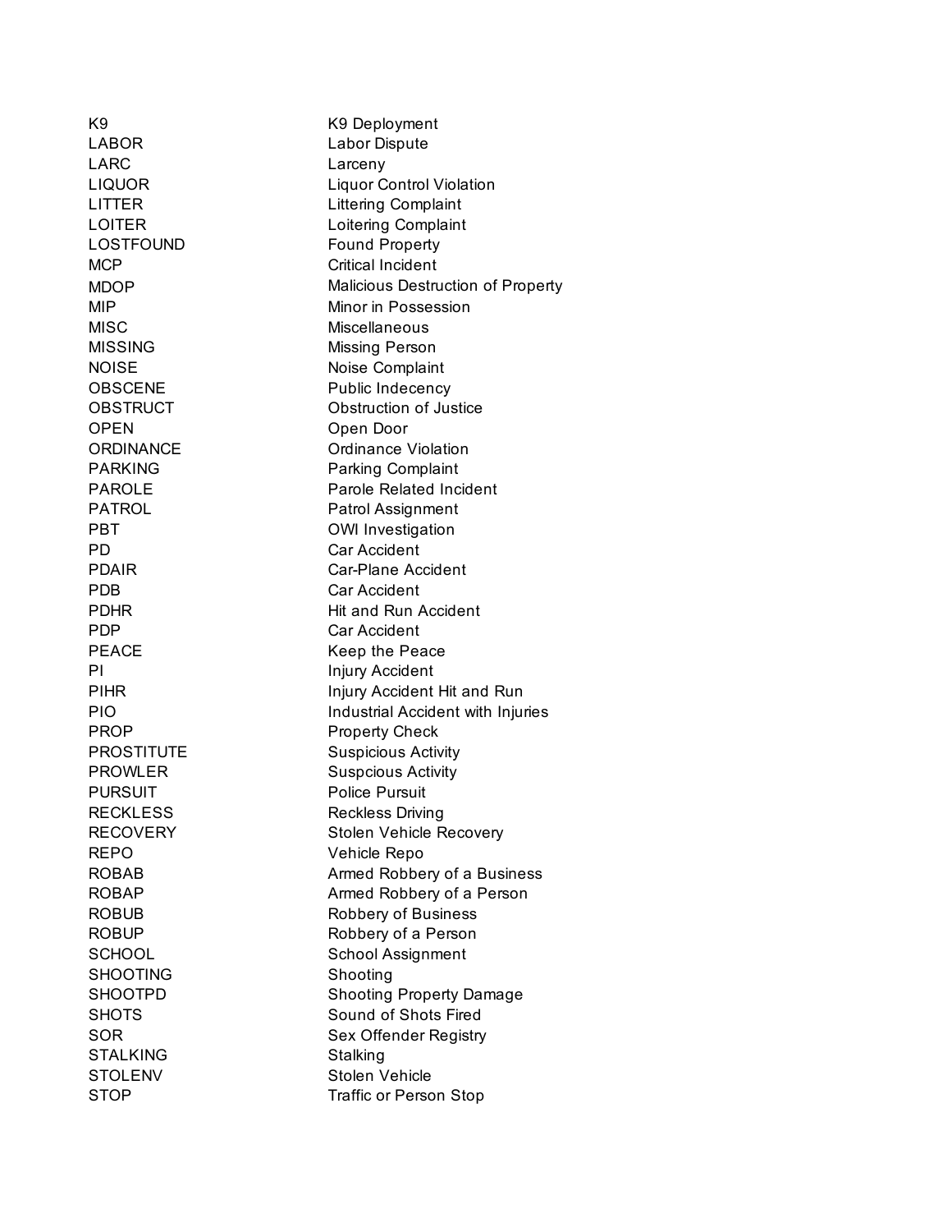| | |
|---|---|
| K9 | K9 Deployment |
| LABOR | Labor Dispute |
| LARC | Larceny |
| LIQUOR | Liquor Control Violation |
| LITTER | Littering Complaint |
| LOITER | Loitering Complaint |
| LOSTFOUND | Found Property |
| MCP | Critical Incident |
| MDOP | Malicious Destruction of Property |
| MIP | Minor in Possession |
| MISC | Miscellaneous |
| MISSING | Missing Person |
| NOISE | Noise Complaint |
| OBSCENE | Public Indecency |
| OBSTRUCT | Obstruction of Justice |
| OPEN | Open Door |
| ORDINANCE | Ordinance Violation |
| PARKING | Parking Complaint |
| PAROLE | Parole Related Incident |
| PATROL | Patrol Assignment |
| PBT | OWI Investigation |
| PD | Car Accident |
| PDAIR | Car-Plane Accident |
| PDB | Car Accident |
| PDHR | Hit and Run Accident |
| PDP | Car Accident |
| PEACE | Keep the Peace |
| PI | Injury Accident |
| PIHR | Injury Accident Hit and Run |
| PIO | Industrial Accident with Injuries |
| PROP | Property Check |
| PROSTITUTE | Suspicious Activity |
| PROWLER | Suspcious Activity |
| PURSUIT | Police Pursuit |
| RECKLESS | Reckless Driving |
| RECOVERY | Stolen Vehicle Recovery |
| REPO | Vehicle Repo |
| ROBAB | Armed Robbery of a Business |
| ROBAP | Armed Robbery of a Person |
| ROBUB | Robbery of Business |
| ROBUP | Robbery of a Person |
| SCHOOL | School Assignment |
| SHOOTING | Shooting |
| SHOOTPD | Shooting Property Damage |
| SHOTS | Sound of Shots Fired |
| SOR | Sex Offender Registry |
| STALKING | Stalking |
| STOLENV | Stolen Vehicle |
| STOP | Traffic or Person Stop |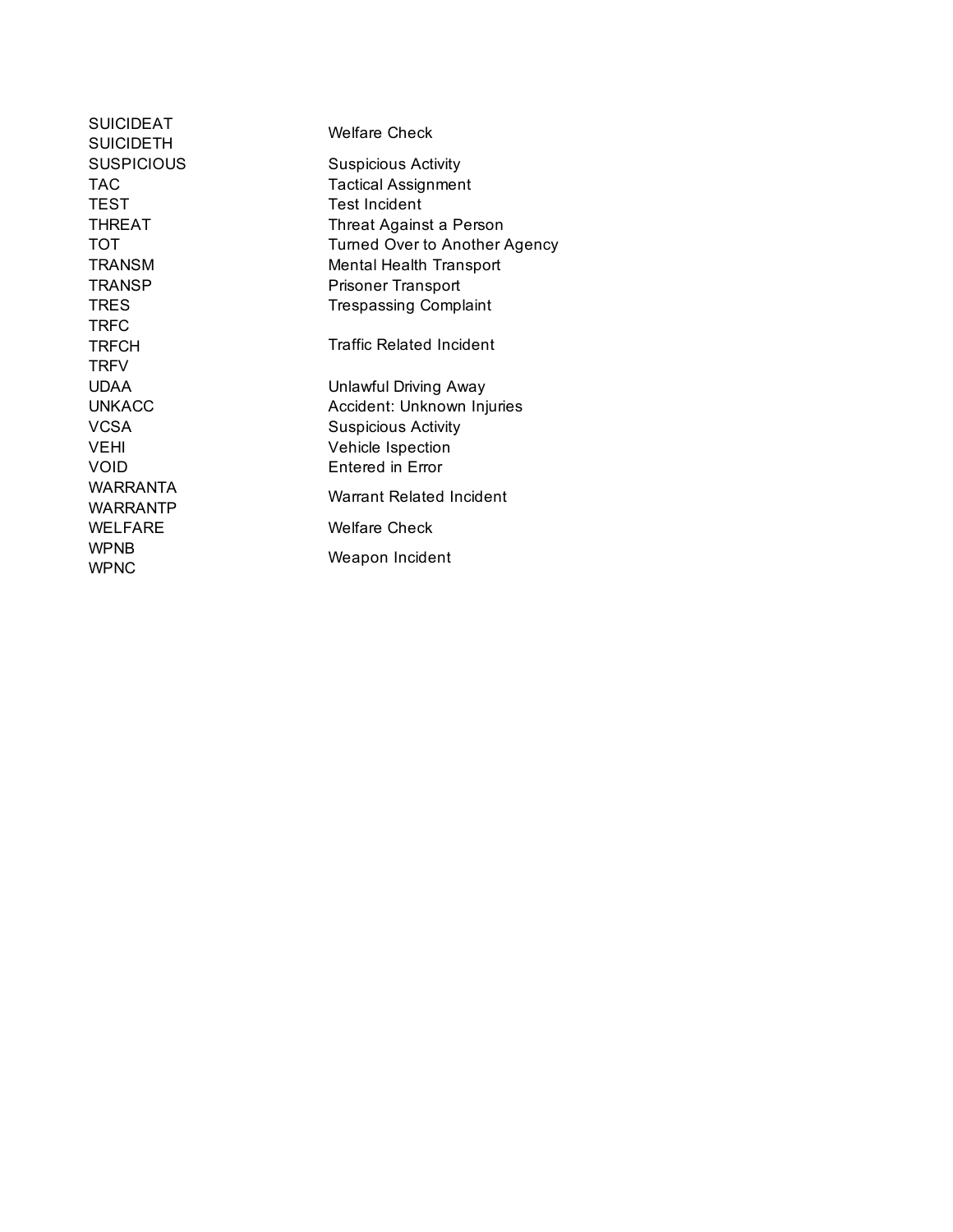| | |
|---|---|
| SUICIDEAT<br>SUICIDETH | Welfare Check |
| SUSPICIOUS | Suspicious Activity |
| TAC | Tactical Assignment |
| TEST | Test Incident |
| THREAT | Threat Against a Person |
| TOT | Turned Over to Another Agency |
| TRANSM | Mental Health Transport |
| TRANSP | Prisoner Transport |
| TRES | Trespassing Complaint |
| TRFC<br>TRFCH<br>TRFV | Traffic Related Incident |
| UDAA | Unlawful Driving Away |
| UNKACC | Accident: Unknown Injuries |
| VCSA | Suspicious Activity |
| VEHI | Vehicle Ispection |
| VOID | Entered in Error |
| WARRANTA<br>WARRANTP | Warrant Related Incident |
| WELFARE | Welfare Check |
| WPNB<br>WPNC | Weapon Incident |